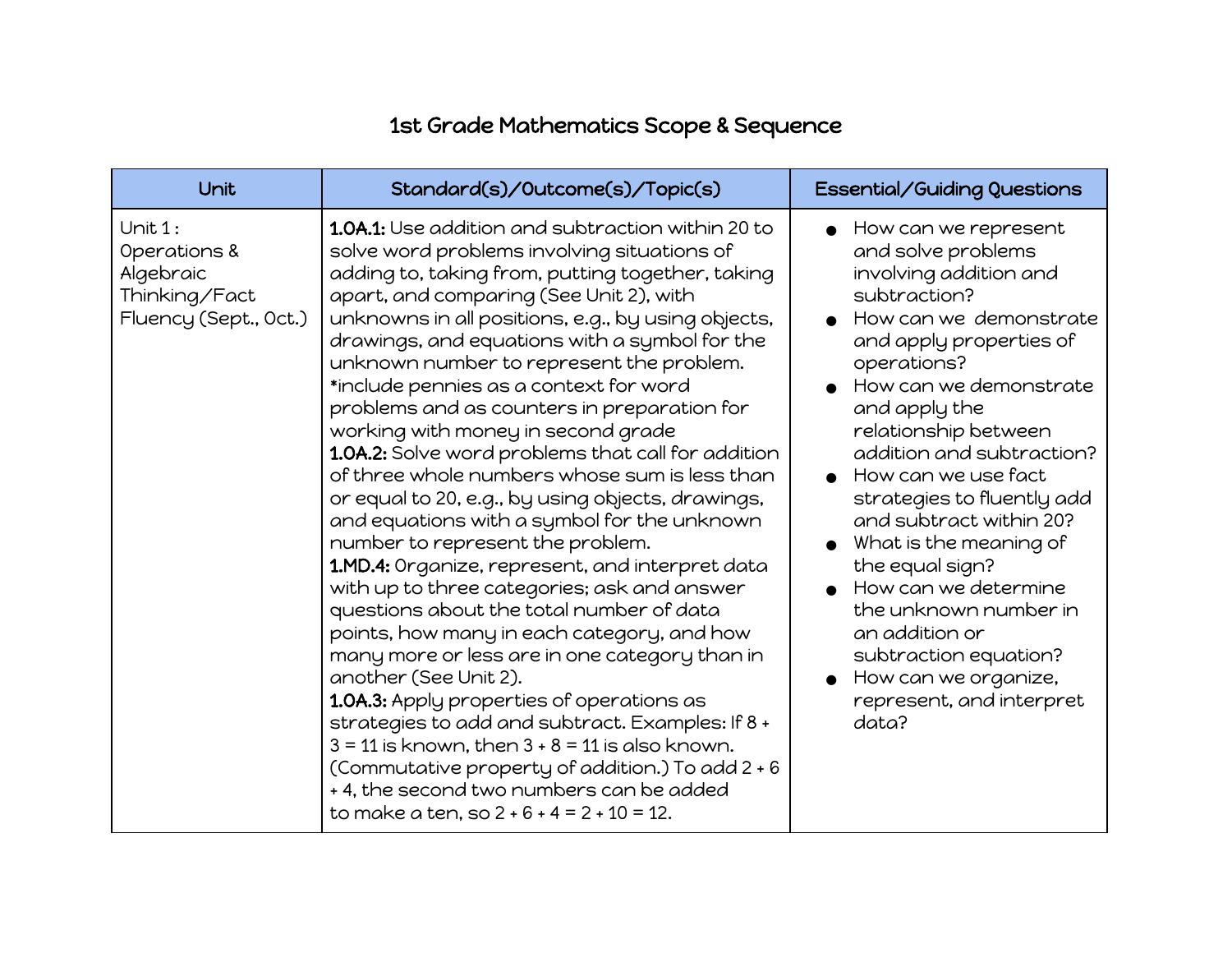# 1st Grade Mathematics Scope & Sequence

| Unit | Standard(s)/Outcome(s)/Topic(s) | Essential/Guiding Questions |
| --- | --- | --- |
| Unit 1 : Operations & Algebraic Thinking/Fact Fluency (Sept., Oct.) | **1.OA.1:** Use addition and subtraction within 20 to solve word problems involving situations of adding to, taking from, putting together, taking apart, and comparing (See Unit 2), with unknowns in all positions, e.g., by using objects, drawings, and equations with a symbol for the unknown number to represent the problem. *include pennies as a context for word problems and as counters in preparation for working with money in second grade<br>**1.OA.2:** Solve word problems that call for addition of three whole numbers whose sum is less than or equal to 20, e.g., by using objects, drawings, and equations with a symbol for the unknown number to represent the problem.<br>**1.MD.4:** Organize, represent, and interpret data with up to three categories; ask and answer questions about the total number of data points, how many in each category, and how many more or less are in one category than in another (See Unit 2).<br>**1.OA.3:** Apply properties of operations as strategies to add and subtract. Examples: If 8 + 3 = 11 is known, then 3 + 8 = 11 is also known. (Commutative property of addition.) To add 2 + 6 + 4, the second two numbers can be added to make a ten, so 2 + 6 + 4 = 2 + 10 = 12. | • How can we represent and solve problems involving addition and subtraction?<br>• How can we demonstrate and apply properties of operations?<br>• How can we demonstrate and apply the relationship between addition and subtraction?<br>• How can we use fact strategies to fluently add and subtract within 20?<br>• What is the meaning of the equal sign?<br>• How can we determine the unknown number in an addition or subtraction equation?<br>• How can we organize, represent, and interpret data? |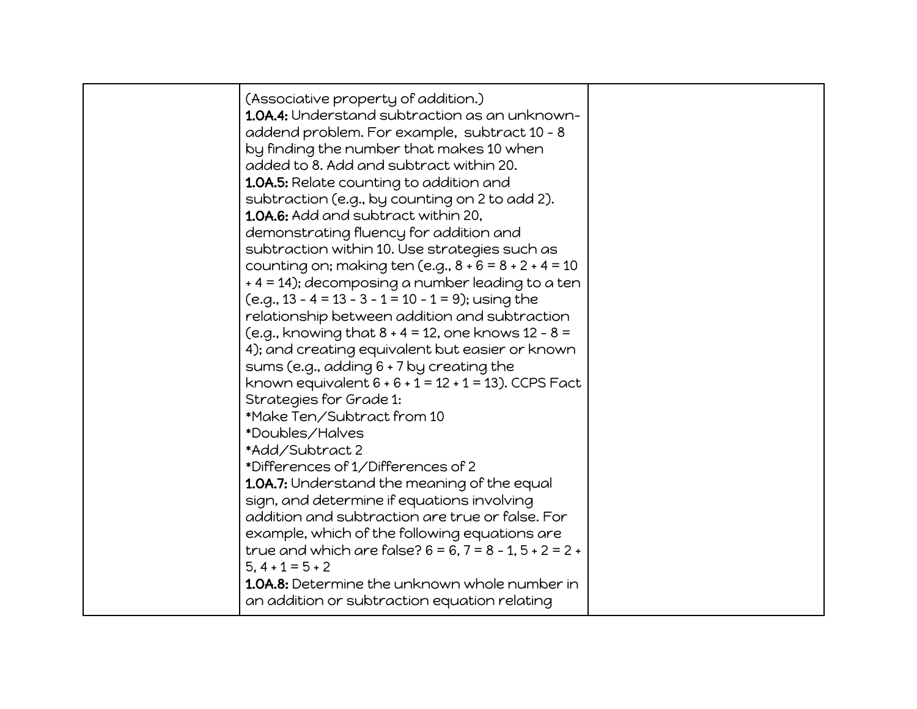|  |  |  |
|---|---|---|
|  | (Associative property of addition.)<br>**1.OA.4:** Understand subtraction as an unknown-addend problem. For example, subtract 10 - 8 by finding the number that makes 10 when added to 8. Add and subtract within 20.<br>**1.OA.5:** Relate counting to addition and subtraction (e.g., by counting on 2 to add 2).<br>**1.OA.6:** Add and subtract within 20, demonstrating fluency for addition and subtraction within 10. Use strategies such as counting on; making ten (e.g., 8 + 6 = 8 + 2 + 4 = 10 + 4 = 14); decomposing a number leading to a ten (e.g., 13 - 4 = 13 - 3 - 1 = 10 - 1 = 9); using the relationship between addition and subtraction (e.g., knowing that 8 + 4 = 12, one knows 12 - 8 = 4); and creating equivalent but easier or known sums (e.g., adding 6 + 7 by creating the known equivalent 6 + 6 + 1 = 12 + 1 = 13). CCPS Fact Strategies for Grade 1:<br>*Make Ten/Subtract from 10<br>*Doubles/Halves<br>*Add/Subtract 2<br>*Differences of 1/Differences of 2<br>**1.OA.7:** Understand the meaning of the equal sign, and determine if equations involving addition and subtraction are true or false. For example, which of the following equations are true and which are false? 6 = 6, 7 = 8 - 1, 5 + 2 = 2 + 5, 4 + 1 = 5 + 2<br>**1.OA.8:** Determine the unknown whole number in an addition or subtraction equation relating |  |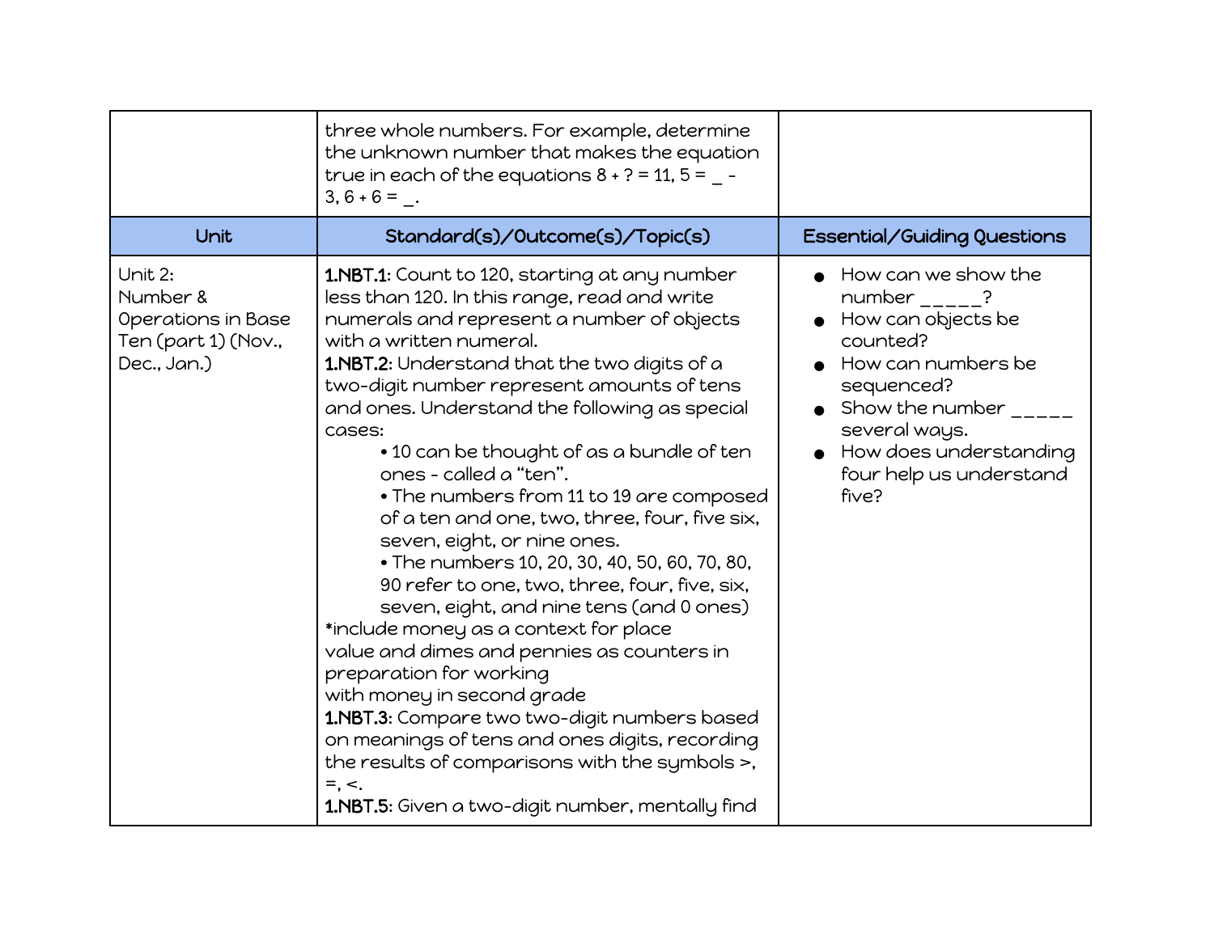| | | |
|---|---|---|
| | three whole numbers. For example, determine the unknown number that makes the equation true in each of the equations 8 + ? = 11, 5 = _ - 3, 6 + 6 = _. | |
| **Unit** | **Standard(s)/Outcome(s)/Topic(s)** | **Essential/Guiding Questions** |
| Unit 2:<br>Number & Operations in Base Ten (part 1) (Nov., Dec., Jan.) | **1.NBT.1**: Count to 120, starting at any number less than 120. In this range, read and write numerals and represent a number of objects with a written numeral.<br>**1.NBT.2**: Understand that the two digits of a two-digit number represent amounts of tens and ones. Understand the following as special cases:<br>• 10 can be thought of as a bundle of ten ones - called a "ten".<br>• The numbers from 11 to 19 are composed of a ten and one, two, three, four, five six, seven, eight, or nine ones.<br>• The numbers 10, 20, 30, 40, 50, 60, 70, 80, 90 refer to one, two, three, four, five, six, seven, eight, and nine tens (and 0 ones)<br>*include money as a context for place value and dimes and pennies as counters in preparation for working with money in second grade<br>**1.NBT.3**: Compare two two-digit numbers based on meanings of tens and ones digits, recording the results of comparisons with the symbols >, =, <.<br>**1.NBT.5**: Given a two-digit number, mentally find | • How can we show the number _____?<br>• How can objects be counted?<br>• How can numbers be sequenced?<br>• Show the number _____ several ways.<br>• How does understanding four help us understand five? |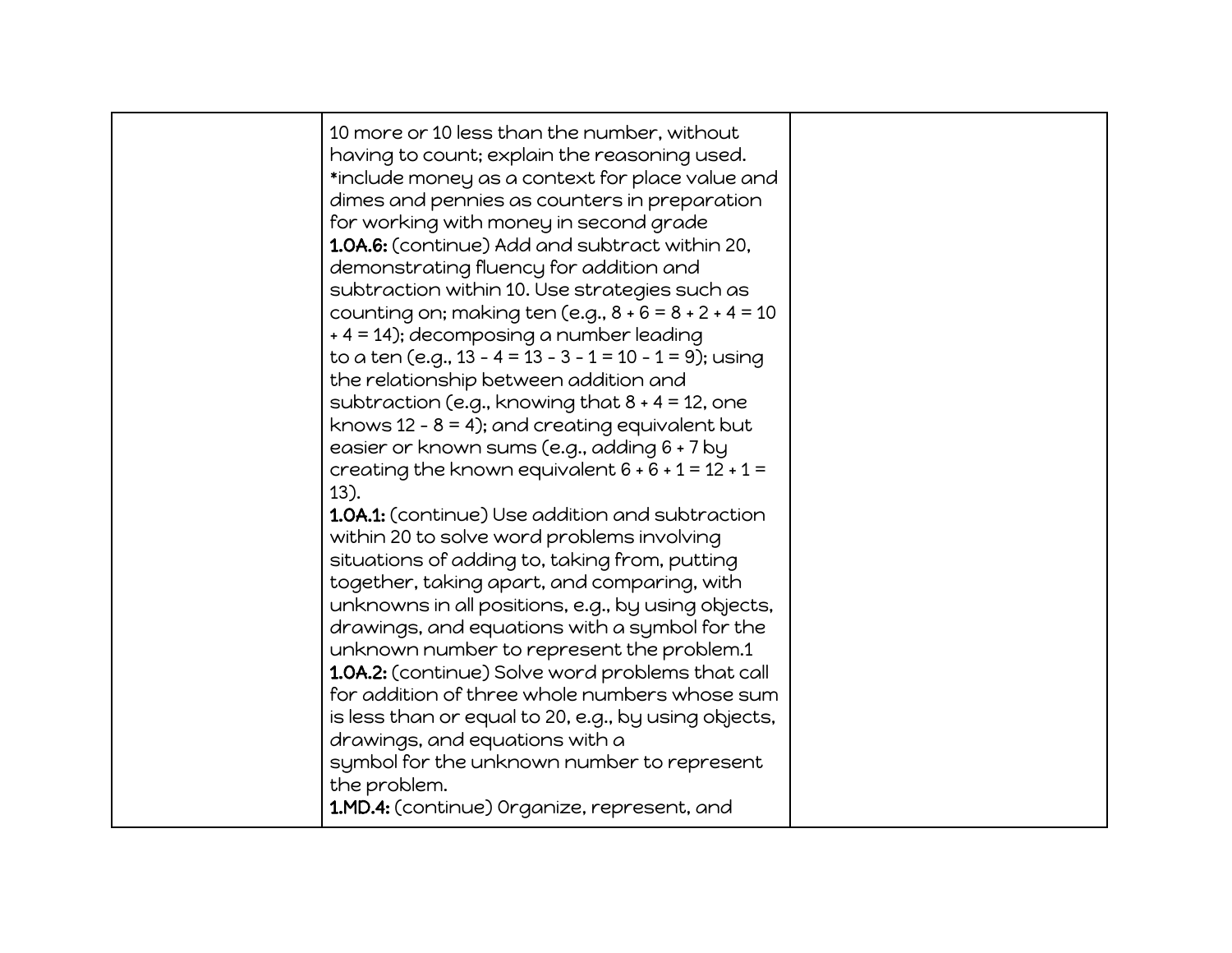| | | |
|---|---|---|
| | 10 more or 10 less than the number, without having to count; explain the reasoning used. *include money as a context for place value and dimes and pennies as counters in preparation for working with money in second grade<br>**1.OA.6:** (continue) Add and subtract within 20, demonstrating fluency for addition and subtraction within 10. Use strategies such as counting on; making ten (e.g., $8 + 6 = 8 + 2 + 4 = 10 + 4 = 14$); decomposing a number leading to a ten (e.g., $13 - 4 = 13 - 3 - 1 = 10 - 1 = 9$); using the relationship between addition and subtraction (e.g., knowing that $8 + 4 = 12$, one knows $12 - 8 = 4$); and creating equivalent but easier or known sums (e.g., adding $6 + 7$ by creating the known equivalent $6 + 6 + 1 = 12 + 1 = 13$).<br>**1.OA.1:** (continue) Use addition and subtraction within 20 to solve word problems involving situations of adding to, taking from, putting together, taking apart, and comparing, with unknowns in all positions, e.g., by using objects, drawings, and equations with a symbol for the unknown number to represent the problem.1<br>**1.OA.2:** (continue) Solve word problems that call for addition of three whole numbers whose sum is less than or equal to 20, e.g., by using objects, drawings, and equations with a symbol for the unknown number to represent the problem.<br>**1.MD.4:** (continue) Organize, represent, and | |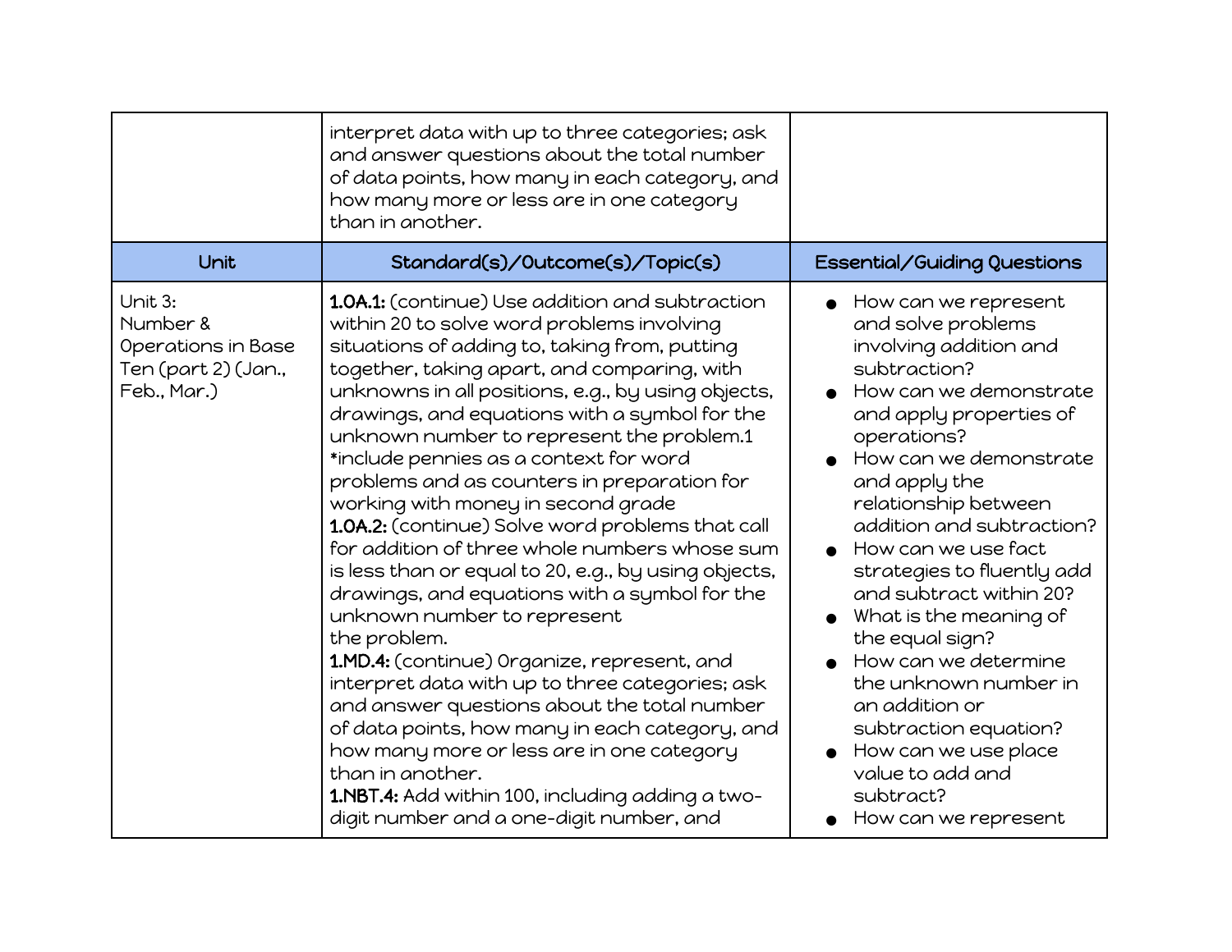|  | interpret data with up to three categories; ask and answer questions about the total number of data points, how many in each category, and how many more or less are in one category than in another. |  |
|---|---|---|
| **Unit** | **Standard(s)/Outcome(s)/Topic(s)** | **Essential/Guiding Questions** |
| Unit 3: Number & Operations in Base Ten (part 2) (Jan., Feb., Mar.) | **1.OA.1:** (continue) Use addition and subtraction within 20 to solve word problems involving situations of adding to, taking from, putting together, taking apart, and comparing, with unknowns in all positions, e.g., by using objects, drawings, and equations with a symbol for the unknown number to represent the problem.1 *include pennies as a context for word problems and as counters in preparation for working with money in second grade<br>**1.OA.2:** (continue) Solve word problems that call for addition of three whole numbers whose sum is less than or equal to 20, e.g., by using objects, drawings, and equations with a symbol for the unknown number to represent the problem.<br>**1.MD.4:** (continue) Organize, represent, and interpret data with up to three categories; ask and answer questions about the total number of data points, how many in each category, and how many more or less are in one category than in another.<br>**1.NBT.4:** Add within 100, including adding a two-digit number and a one-digit number, and | • How can we represent and solve problems involving addition and subtraction?<br>• How can we demonstrate and apply properties of operations?<br>• How can we demonstrate and apply the relationship between addition and subtraction?<br>• How can we use fact strategies to fluently add and subtract within 20?<br>• What is the meaning of the equal sign?<br>• How can we determine the unknown number in an addition or subtraction equation?<br>• How can we use place value to add and subtract?<br>• How can we represent |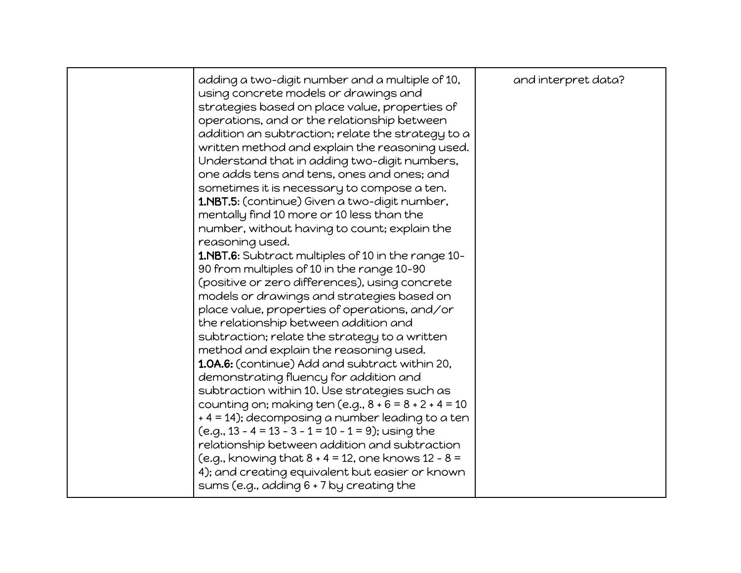| | | |
|---|---|---|
| | adding a two-digit number and a multiple of 10, using concrete models or drawings and strategies based on place value, properties of operations, and or the relationship between addition an subtraction; relate the strategy to a written method and explain the reasoning used. Understand that in adding two-digit numbers, one adds tens and tens, ones and ones; and sometimes it is necessary to compose a ten.<br>**1.NBT.5**: (continue) Given a two-digit number, mentally find 10 more or 10 less than the number, without having to count; explain the reasoning used.<br>**1.NBT.6**: Subtract multiples of 10 in the range 10-90 from multiples of 10 in the range 10-90 (positive or zero differences), using concrete models or drawings and strategies based on place value, properties of operations, and/or the relationship between addition and subtraction; relate the strategy to a written method and explain the reasoning used.<br>**1.OA.6:** (continue) Add and subtract within 20, demonstrating fluency for addition and subtraction within 10. Use strategies such as counting on; making ten (e.g., 8 + 6 = 8 + 2 + 4 = 10 + 4 = 14); decomposing a number leading to a ten (e.g., 13 - 4 = 13 - 3 - 1 = 10 - 1 = 9); using the relationship between addition and subtraction (e.g., knowing that 8 + 4 = 12, one knows 12 - 8 = 4); and creating equivalent but easier or known sums (e.g., adding 6 + 7 by creating the | and interpret data? |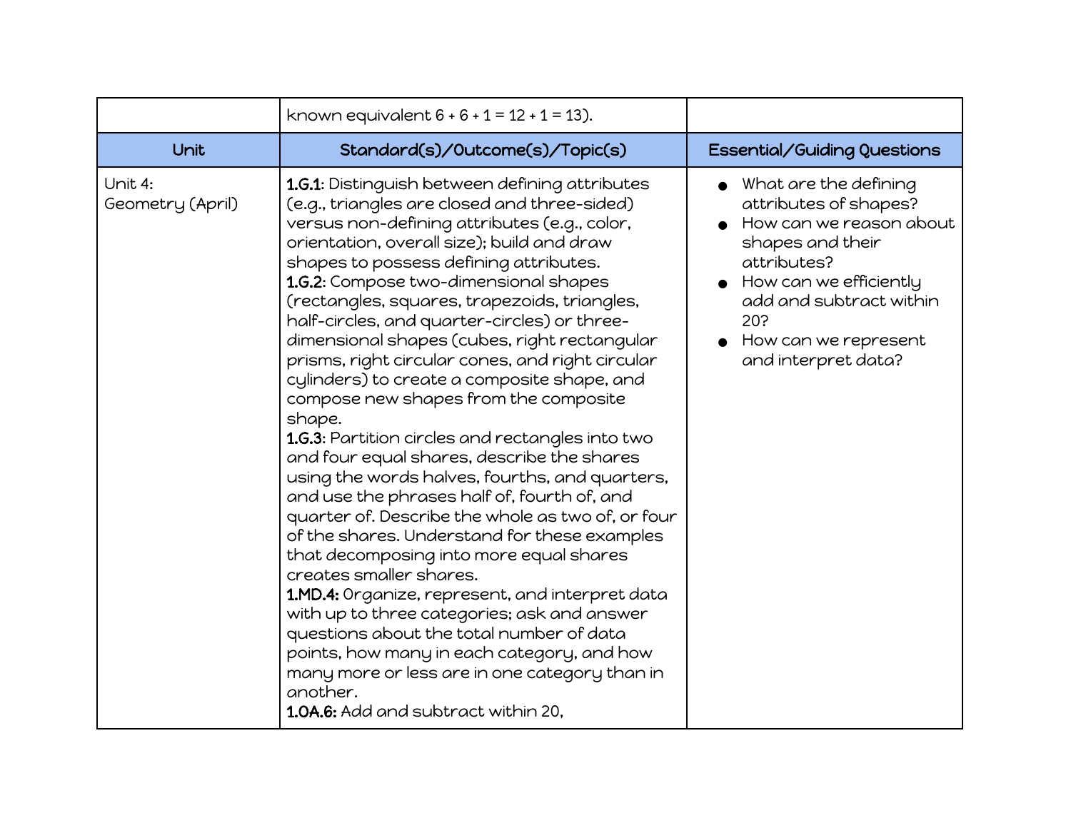| | known equivalent 6 + 6 + 1 = 12 + 1 = 13). | |
|---|---|---|
| **Unit** | **Standard(s)/Outcome(s)/Topic(s)** | **Essential/Guiding Questions** |
| Unit 4: Geometry (April) | **1.G.1**: Distinguish between defining attributes (e.g., triangles are closed and three-sided) versus non-defining attributes (e.g., color, orientation, overall size); build and draw shapes to possess defining attributes.<br>**1.G.2**: Compose two-dimensional shapes (rectangles, squares, trapezoids, triangles, half-circles, and quarter-circles) or three-dimensional shapes (cubes, right rectangular prisms, right circular cones, and right circular cylinders) to create a composite shape, and compose new shapes from the composite shape.<br>**1.G.3**: Partition circles and rectangles into two and four equal shares, describe the shares using the words halves, fourths, and quarters, and use the phrases half of, fourth of, and quarter of. Describe the whole as two of, or four of the shares. Understand for these examples that decomposing into more equal shares creates smaller shares.<br>**1.MD.4:** Organize, represent, and interpret data with up to three categories; ask and answer questions about the total number of data points, how many in each category, and how many more or less are in one category than in another.<br>**1.OA.6:** Add and subtract within 20, | • What are the defining attributes of shapes?<br>• How can we reason about shapes and their attributes?<br>• How can we efficiently add and subtract within 20?<br>• How can we represent and interpret data? |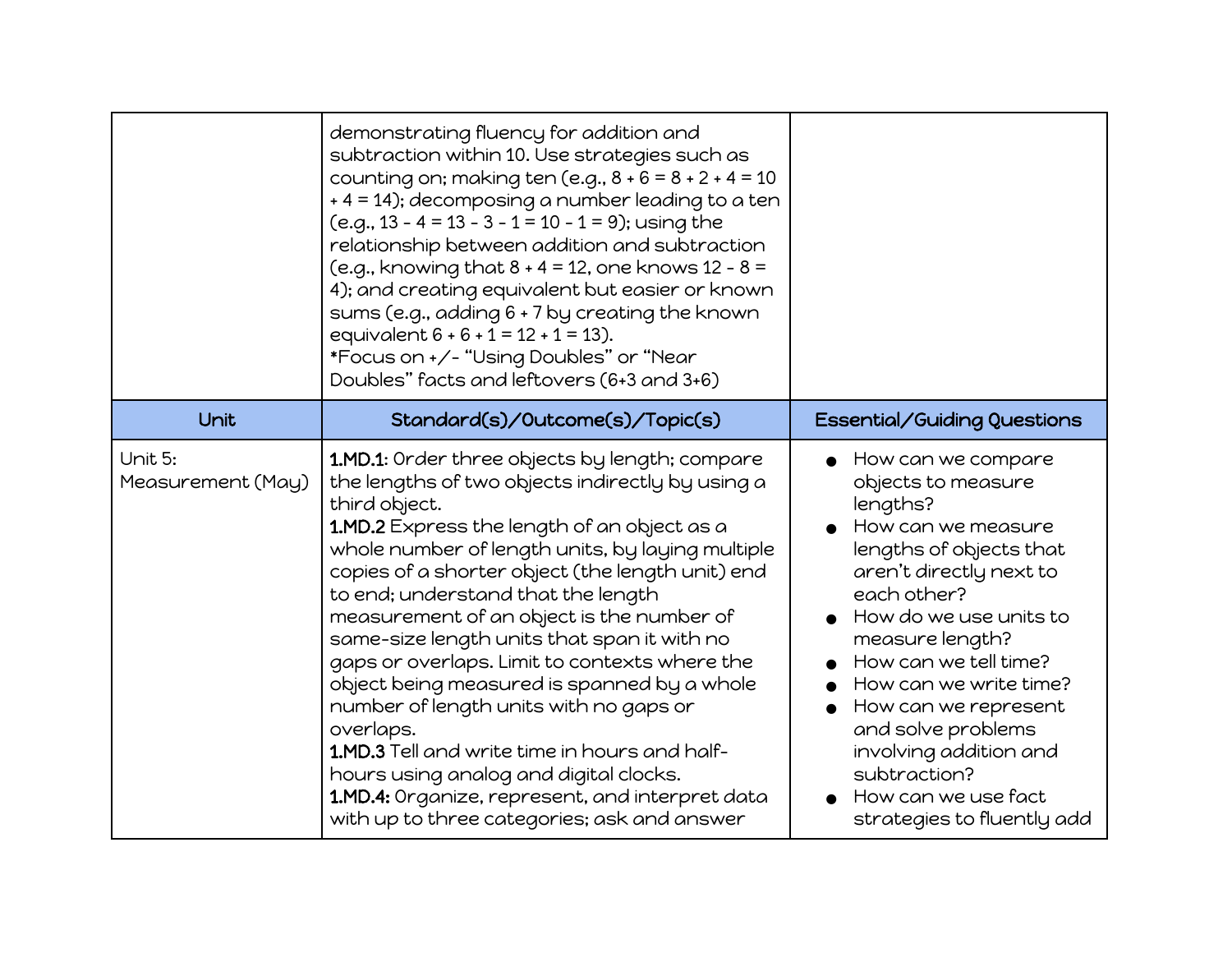| | | |
|---|---|---|
| | demonstrating fluency for addition and subtraction within 10. Use strategies such as counting on; making ten (e.g., 8 + 6 = 8 + 2 + 4 = 10 + 4 = 14); decomposing a number leading to a ten (e.g., 13 - 4 = 13 - 3 - 1 = 10 - 1 = 9); using the relationship between addition and subtraction (e.g., knowing that 8 + 4 = 12, one knows 12 - 8 = 4); and creating equivalent but easier or known sums (e.g., adding 6 + 7 by creating the known equivalent 6 + 6 + 1 = 12 + 1 = 13).<br>*Focus on +/- "Using Doubles" or "Near Doubles" facts and leftovers (6+3 and 3+6) | |
| **Unit** | **Standard(s)/Outcome(s)/Topic(s)** | **Essential/Guiding Questions** |
| Unit 5: Measurement (May) | **1.MD.1**: Order three objects by length; compare the lengths of two objects indirectly by using a third object.<br>**1.MD.2** Express the length of an object as a whole number of length units, by laying multiple copies of a shorter object (the length unit) end to end; understand that the length measurement of an object is the number of same-size length units that span it with no gaps or overlaps. Limit to contexts where the object being measured is spanned by a whole number of length units with no gaps or overlaps.<br>**1.MD.3** Tell and write time in hours and half-hours using analog and digital clocks.<br>**1.MD.4:** Organize, represent, and interpret data with up to three categories; ask and answer | ● How can we compare objects to measure lengths?<br>● How can we measure lengths of objects that aren't directly next to each other?<br>● How do we use units to measure length?<br>● How can we tell time?<br>● How can we write time?<br>● How can we represent and solve problems involving addition and subtraction?<br>● How can we use fact strategies to fluently add |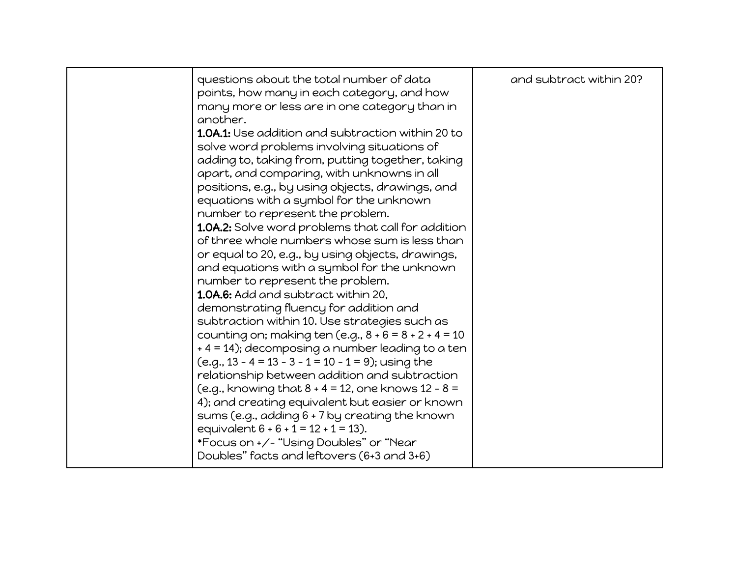| | | |
|---|---|---|
| | questions about the total number of data points, how many in each category, and how many more or less are in one category than in another.<br>**1.OA.1:** Use addition and subtraction within 20 to solve word problems involving situations of adding to, taking from, putting together, taking apart, and comparing, with unknowns in all positions, e.g., by using objects, drawings, and equations with a symbol for the unknown number to represent the problem.<br>**1.OA.2:** Solve word problems that call for addition of three whole numbers whose sum is less than or equal to 20, e.g., by using objects, drawings, and equations with a symbol for the unknown number to represent the problem.<br>**1.OA.6:** Add and subtract within 20, demonstrating fluency for addition and subtraction within 10. Use strategies such as counting on; making ten (e.g., $8 + 6 = 8 + 2 + 4 = 10 + 4 = 14$); decomposing a number leading to a ten (e.g., $13 - 4 = 13 - 3 - 1 = 10 - 1 = 9$); using the relationship between addition and subtraction (e.g., knowing that $8 + 4 = 12$, one knows $12 - 8 = 4$); and creating equivalent but easier or known sums (e.g., adding $6 + 7$ by creating the known equivalent $6 + 6 + 1 = 12 + 1 = 13$).<br>*Focus on +/- "Using Doubles" or "Near Doubles" facts and leftovers (6+3 and 3+6) | and subtract within 20? |